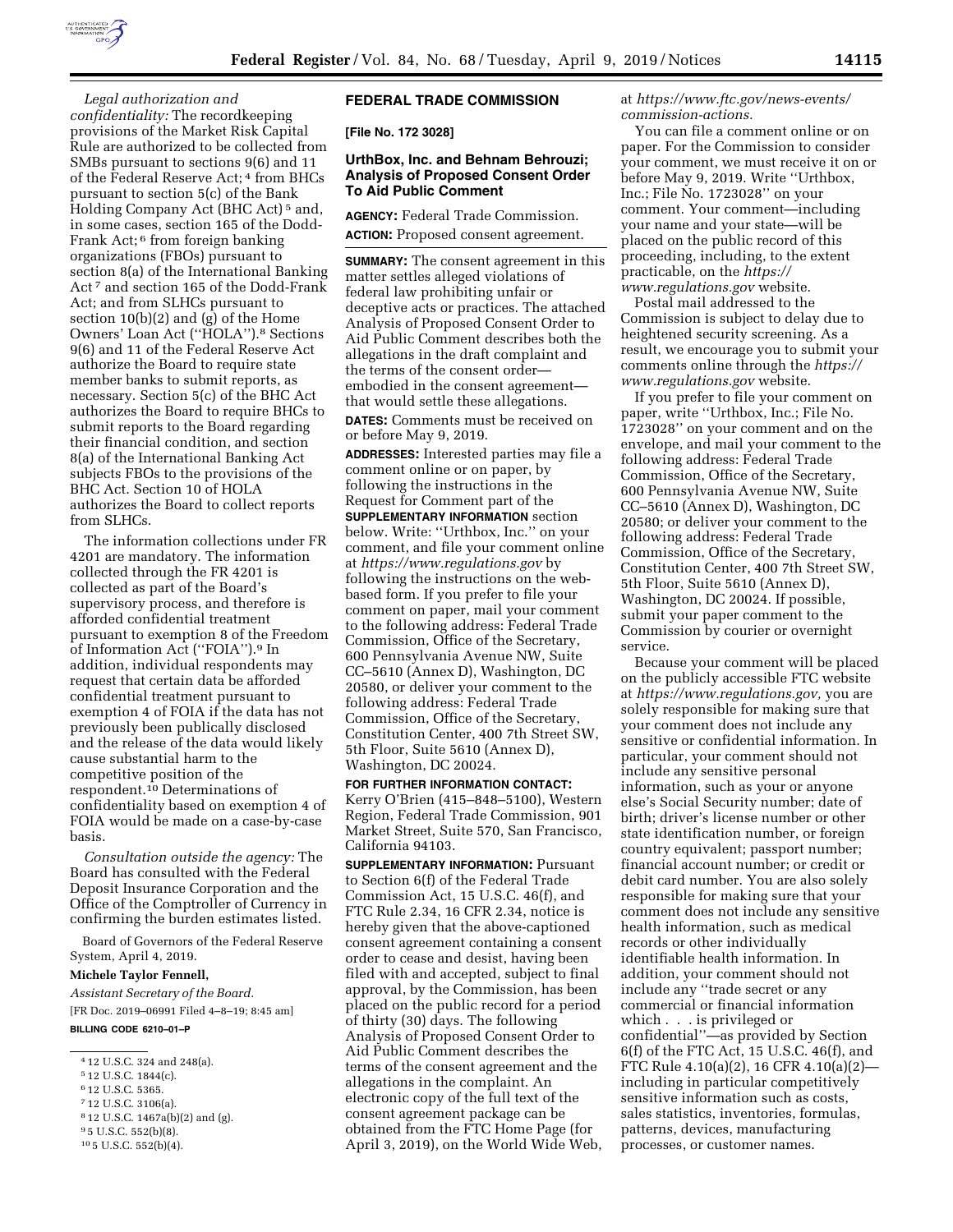*Legal authorization and confidentiality:* The recordkeeping provisions of the Market Risk Capital Rule are authorized to be collected from SMBs pursuant to sections 9(6) and 11 of the Federal Reserve Act;[4] from BHCs pursuant to section 5(c) of the Bank Holding Company Act (BHC Act)[5] and, in some cases, section 165 of the Dodd-Frank Act;[6] from foreign banking organizations (FBOs) pursuant to section 8(a) of the International Banking Act[7] and section 165 of the Dodd-Frank Act; and from SLHCs pursuant to section 10(b)(2) and (g) of the Home Owners' Loan Act (''HOLA'').[8] Sections 9(6) and 11 of the Federal Reserve Act authorize the Board to require state member banks to submit reports, as necessary. Section 5(c) of the BHC Act authorizes the Board to require BHCs to submit reports to the Board regarding their financial condition, and section 8(a) of the International Banking Act subjects FBOs to the provisions of the BHC Act. Section 10 of HOLA authorizes the Board to collect reports from SLHCs.

The information collections under FR 4201 are mandatory. The information collected through the FR 4201 is collected as part of the Board's supervisory process, and therefore is afforded confidential treatment pursuant to exemption 8 of the Freedom of Information Act (''FOIA'').[9] In addition, individual respondents may request that certain data be afforded confidential treatment pursuant to exemption 4 of FOIA if the data has not previously been publically disclosed and the release of the data would likely cause substantial harm to the competitive position of the respondent.[10] Determinations of confidentiality based on exemption 4 of FOIA would be made on a case-by-case basis.

*Consultation outside the agency:* The Board has consulted with the Federal Deposit Insurance Corporation and the Office of the Comptroller of Currency in confirming the burden estimates listed.

Board of Governors of the Federal Reserve System, April 4, 2019.

**Michele Taylor Fennell,**

*Assistant Secretary of the Board.*

[FR Doc. 2019–06991 Filed 4–8–19; 8:45 am]

**BILLING CODE 6210–01–P**

[4] 12 U.S.C. 324 and 248(a).

[5] 12 U.S.C. 1844(c).

[6] 12 U.S.C. 5365.

[7] 12 U.S.C. 3106(a).

[8] 12 U.S.C. 1467a(b)(2) and (g).

[9] 5 U.S.C. 552(b)(8).

[10] 5 U.S.C. 552(b)(4).

## FEDERAL TRADE COMMISSION

**[File No. 172 3028]**

### UrthBox, Inc. and Behnam Behrouzi; Analysis of Proposed Consent Order To Aid Public Comment

**AGENCY:** Federal Trade Commission.

**ACTION:** Proposed consent agreement.

**SUMMARY:** The consent agreement in this matter settles alleged violations of federal law prohibiting unfair or deceptive acts or practices. The attached Analysis of Proposed Consent Order to Aid Public Comment describes both the allegations in the draft complaint and the terms of the consent order—embodied in the consent agreement—that would settle these allegations.

**DATES:** Comments must be received on or before May 9, 2019.

**ADDRESSES:** Interested parties may file a comment online or on paper, by following the instructions in the Request for Comment part of the **SUPPLEMENTARY INFORMATION** section below. Write: ''Urthbox, Inc.'' on your comment, and file your comment online at *https://www.regulations.gov* by following the instructions on the web-based form. If you prefer to file your comment on paper, mail your comment to the following address: Federal Trade Commission, Office of the Secretary, 600 Pennsylvania Avenue NW, Suite CC–5610 (Annex D), Washington, DC 20580, or deliver your comment to the following address: Federal Trade Commission, Office of the Secretary, Constitution Center, 400 7th Street SW, 5th Floor, Suite 5610 (Annex D), Washington, DC 20024.

**FOR FURTHER INFORMATION CONTACT:** Kerry O'Brien (415–848–5100), Western Region, Federal Trade Commission, 901 Market Street, Suite 570, San Francisco, California 94103.

**SUPPLEMENTARY INFORMATION:** Pursuant to Section 6(f) of the Federal Trade Commission Act, 15 U.S.C. 46(f), and FTC Rule 2.34, 16 CFR 2.34, notice is hereby given that the above-captioned consent agreement containing a consent order to cease and desist, having been filed with and accepted, subject to final approval, by the Commission, has been placed on the public record for a period of thirty (30) days. The following Analysis of Proposed Consent Order to Aid Public Comment describes the terms of the consent agreement and the allegations in the complaint. An electronic copy of the full text of the consent agreement package can be obtained from the FTC Home Page (for April 3, 2019), on the World Wide Web, at *https://www.ftc.gov/news-events/commission-actions.*

You can file a comment online or on paper. For the Commission to consider your comment, we must receive it on or before May 9, 2019. Write ''Urthbox, Inc.; File No. 1723028'' on your comment. Your comment—including your name and your state—will be placed on the public record of this proceeding, including, to the extent practicable, on the *https://www.regulations.gov* website.

Postal mail addressed to the Commission is subject to delay due to heightened security screening. As a result, we encourage you to submit your comments online through the *https://www.regulations.gov* website.

If you prefer to file your comment on paper, write ''Urthbox, Inc.; File No. 1723028'' on your comment and on the envelope, and mail your comment to the following address: Federal Trade Commission, Office of the Secretary, 600 Pennsylvania Avenue NW, Suite CC–5610 (Annex D), Washington, DC 20580; or deliver your comment to the following address: Federal Trade Commission, Office of the Secretary, Constitution Center, 400 7th Street SW, 5th Floor, Suite 5610 (Annex D), Washington, DC 20024. If possible, submit your paper comment to the Commission by courier or overnight service.

Because your comment will be placed on the publicly accessible FTC website at *https://www.regulations.gov,* you are solely responsible for making sure that your comment does not include any sensitive or confidential information. In particular, your comment should not include any sensitive personal information, such as your or anyone else's Social Security number; date of birth; driver's license number or other state identification number, or foreign country equivalent; passport number; financial account number; or credit or debit card number. You are also solely responsible for making sure that your comment does not include any sensitive health information, such as medical records or other individually identifiable health information. In addition, your comment should not include any ''trade secret or any commercial or financial information which . . . is privileged or confidential''—as provided by Section 6(f) of the FTC Act, 15 U.S.C. 46(f), and FTC Rule 4.10(a)(2), 16 CFR 4.10(a)(2)—including in particular competitively sensitive information such as costs, sales statistics, inventories, formulas, patterns, devices, manufacturing processes, or customer names.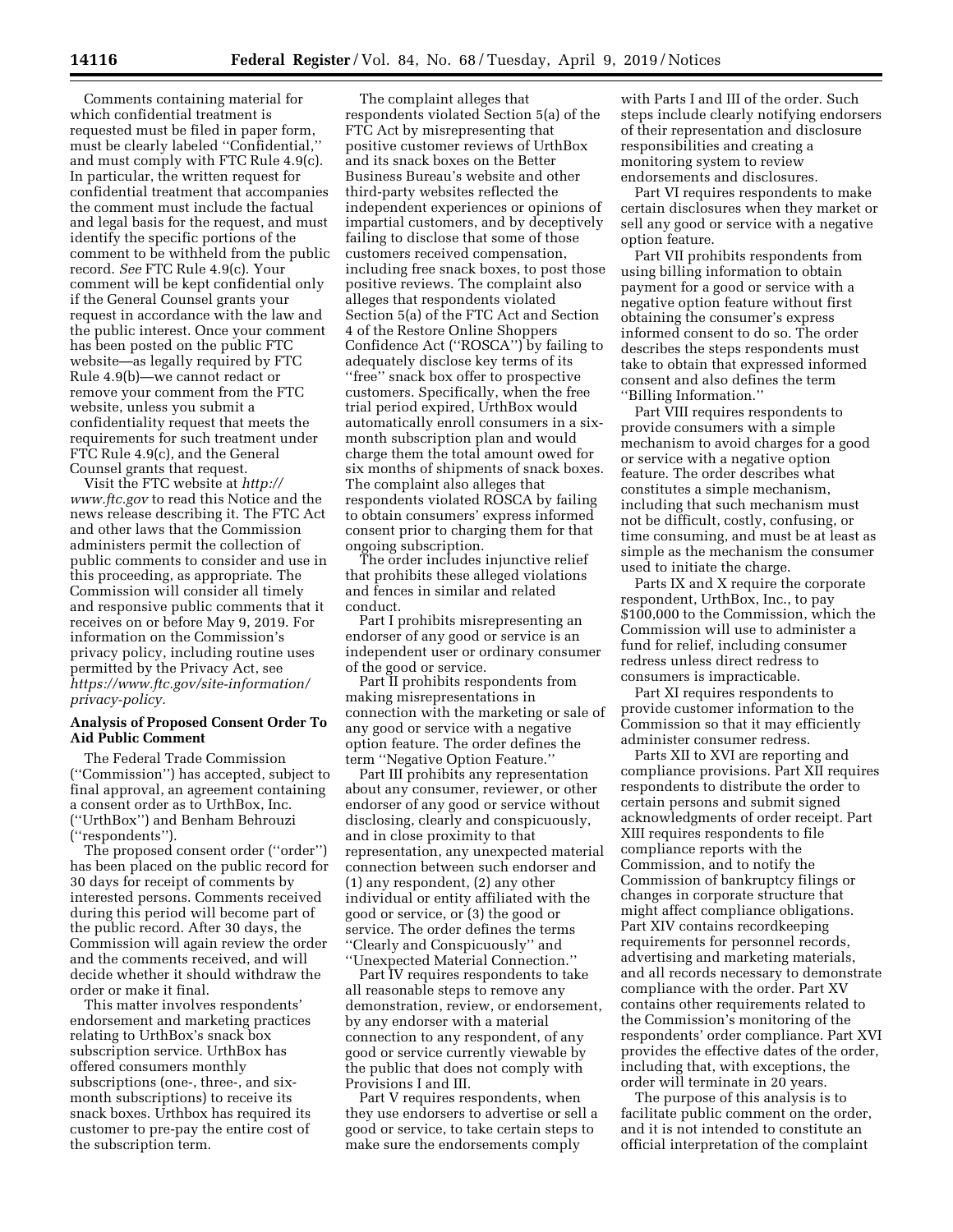Comments containing material for which confidential treatment is requested must be filed in paper form, must be clearly labeled ''Confidential,'' and must comply with FTC Rule 4.9(c). In particular, the written request for confidential treatment that accompanies the comment must include the factual and legal basis for the request, and must identify the specific portions of the comment to be withheld from the public record. *See* FTC Rule 4.9(c). Your comment will be kept confidential only if the General Counsel grants your request in accordance with the law and the public interest. Once your comment has been posted on the public FTC website—as legally required by FTC Rule 4.9(b)—we cannot redact or remove your comment from the FTC website, unless you submit a confidentiality request that meets the requirements for such treatment under FTC Rule 4.9(c), and the General Counsel grants that request.

Visit the FTC website at *http://www.ftc.gov* to read this Notice and the news release describing it. The FTC Act and other laws that the Commission administers permit the collection of public comments to consider and use in this proceeding, as appropriate. The Commission will consider all timely and responsive public comments that it receives on or before May 9, 2019. For information on the Commission's privacy policy, including routine uses permitted by the Privacy Act, see *https://www.ftc.gov/site-information/privacy-policy.*

**Analysis of Proposed Consent Order To Aid Public Comment**

The Federal Trade Commission (''Commission'') has accepted, subject to final approval, an agreement containing a consent order as to UrthBox, Inc. (''UrthBox'') and Benham Behrouzi (''respondents'').

The proposed consent order (''order'') has been placed on the public record for 30 days for receipt of comments by interested persons. Comments received during this period will become part of the public record. After 30 days, the Commission will again review the order and the comments received, and will decide whether it should withdraw the order or make it final.

This matter involves respondents' endorsement and marketing practices relating to UrthBox's snack box subscription service. UrthBox has offered consumers monthly subscriptions (one-, three-, and six-month subscriptions) to receive its snack boxes. Urthbox has required its customer to pre-pay the entire cost of the subscription term.

The complaint alleges that respondents violated Section 5(a) of the FTC Act by misrepresenting that positive customer reviews of UrthBox and its snack boxes on the Better Business Bureau's website and other third-party websites reflected the independent experiences or opinions of impartial customers, and by deceptively failing to disclose that some of those customers received compensation, including free snack boxes, to post those positive reviews. The complaint also alleges that respondents violated Section 5(a) of the FTC Act and Section 4 of the Restore Online Shoppers Confidence Act (''ROSCA'') by failing to adequately disclose key terms of its ''free'' snack box offer to prospective customers. Specifically, when the free trial period expired, UrthBox would automatically enroll consumers in a six-month subscription plan and would charge them the total amount owed for six months of shipments of snack boxes. The complaint also alleges that respondents violated ROSCA by failing to obtain consumers' express informed consent prior to charging them for that ongoing subscription.

The order includes injunctive relief that prohibits these alleged violations and fences in similar and related conduct.

Part I prohibits misrepresenting an endorser of any good or service is an independent user or ordinary consumer of the good or service.

Part II prohibits respondents from making misrepresentations in connection with the marketing or sale of any good or service with a negative option feature. The order defines the term ''Negative Option Feature.''

Part III prohibits any representation about any consumer, reviewer, or other endorser of any good or service without disclosing, clearly and conspicuously, and in close proximity to that representation, any unexpected material connection between such endorser and (1) any respondent, (2) any other individual or entity affiliated with the good or service, or (3) the good or service. The order defines the terms ''Clearly and Conspicuously'' and ''Unexpected Material Connection.''

Part IV requires respondents to take all reasonable steps to remove any demonstration, review, or endorsement, by any endorser with a material connection to any respondent, of any good or service currently viewable by the public that does not comply with Provisions I and III.

Part V requires respondents, when they use endorsers to advertise or sell a good or service, to take certain steps to make sure the endorsements comply with Parts I and III of the order. Such steps include clearly notifying endorsers of their representation and disclosure responsibilities and creating a monitoring system to review endorsements and disclosures.

Part VI requires respondents to make certain disclosures when they market or sell any good or service with a negative option feature.

Part VII prohibits respondents from using billing information to obtain payment for a good or service with a negative option feature without first obtaining the consumer's express informed consent to do so. The order describes the steps respondents must take to obtain that expressed informed consent and also defines the term ''Billing Information.''

Part VIII requires respondents to provide consumers with a simple mechanism to avoid charges for a good or service with a negative option feature. The order describes what constitutes a simple mechanism, including that such mechanism must not be difficult, costly, confusing, or time consuming, and must be at least as simple as the mechanism the consumer used to initiate the charge.

Parts IX and X require the corporate respondent, UrthBox, Inc., to pay $100,000 to the Commission, which the Commission will use to administer a fund for relief, including consumer redress unless direct redress to consumers is impracticable.

Part XI requires respondents to provide customer information to the Commission so that it may efficiently administer consumer redress.

Parts XII to XVI are reporting and compliance provisions. Part XII requires respondents to distribute the order to certain persons and submit signed acknowledgments of order receipt. Part XIII requires respondents to file compliance reports with the Commission, and to notify the Commission of bankruptcy filings or changes in corporate structure that might affect compliance obligations. Part XIV contains recordkeeping requirements for personnel records, advertising and marketing materials, and all records necessary to demonstrate compliance with the order. Part XV contains other requirements related to the Commission's monitoring of the respondents' order compliance. Part XVI provides the effective dates of the order, including that, with exceptions, the order will terminate in 20 years.

The purpose of this analysis is to facilitate public comment on the order, and it is not intended to constitute an official interpretation of the complaint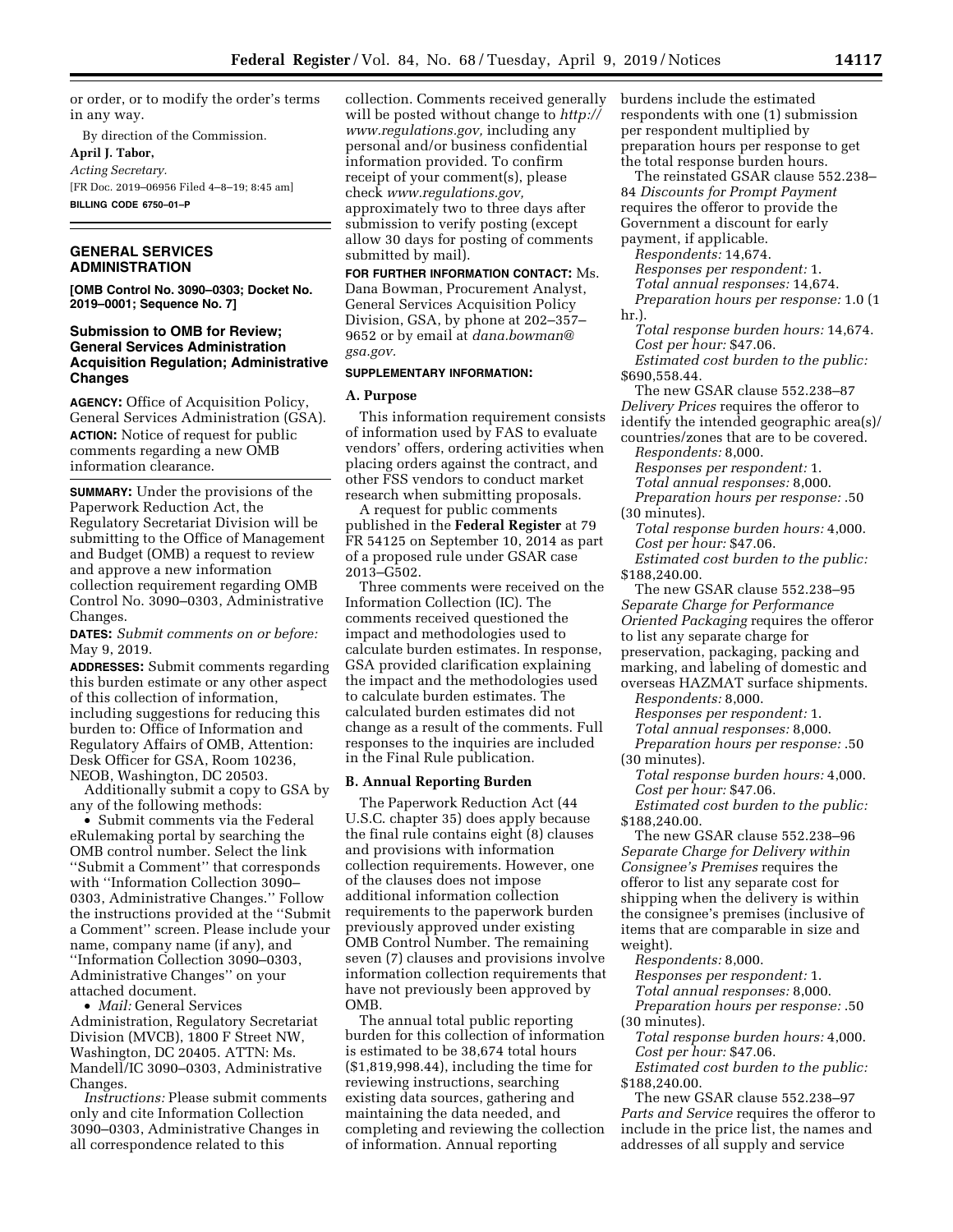or order, or to modify the order's terms in any way.

By direction of the Commission.

**April J. Tabor,**

*Acting Secretary.*

[FR Doc. 2019–06956 Filed 4–8–19; 8:45 am]

**BILLING CODE 6750–01–P**

## GENERAL SERVICES ADMINISTRATION

**[OMB Control No. 3090–0303; Docket No. 2019–0001; Sequence No. 7]**

### Submission to OMB for Review; General Services Administration Acquisition Regulation; Administrative Changes

**AGENCY:** Office of Acquisition Policy, General Services Administration (GSA).

**ACTION:** Notice of request for public comments regarding a new OMB information clearance.

**SUMMARY:** Under the provisions of the Paperwork Reduction Act, the Regulatory Secretariat Division will be submitting to the Office of Management and Budget (OMB) a request to review and approve a new information collection requirement regarding OMB Control No. 3090–0303, Administrative Changes.

**DATES:** *Submit comments on or before:* May 9, 2019.

**ADDRESSES:** Submit comments regarding this burden estimate or any other aspect of this collection of information, including suggestions for reducing this burden to: Office of Information and Regulatory Affairs of OMB, Attention: Desk Officer for GSA, Room 10236, NEOB, Washington, DC 20503.

Additionally submit a copy to GSA by any of the following methods:

- Submit comments via the Federal eRulemaking portal by searching the OMB control number. Select the link ''Submit a Comment'' that corresponds with ''Information Collection 3090–0303, Administrative Changes.'' Follow the instructions provided at the ''Submit a Comment'' screen. Please include your name, company name (if any), and ''Information Collection 3090–0303, Administrative Changes'' on your attached document.
- *Mail:* General Services Administration, Regulatory Secretariat Division (MVCB), 1800 F Street NW, Washington, DC 20405. ATTN: Ms. Mandell/IC 3090–0303, Administrative Changes.

*Instructions:* Please submit comments only and cite Information Collection 3090–0303, Administrative Changes in all correspondence related to this collection. Comments received generally will be posted without change to *http://www.regulations.gov,* including any personal and/or business confidential information provided. To confirm receipt of your comment(s), please check *www.regulations.gov,* approximately two to three days after submission to verify posting (except allow 30 days for posting of comments submitted by mail).

**FOR FURTHER INFORMATION CONTACT:** Ms. Dana Bowman, Procurement Analyst, General Services Acquisition Policy Division, GSA, by phone at 202–357–9652 or by email at *dana.bowman@gsa.gov.*

**SUPPLEMENTARY INFORMATION:**

#### A. Purpose

This information requirement consists of information used by FAS to evaluate vendors' offers, ordering activities when placing orders against the contract, and other FSS vendors to conduct market research when submitting proposals.

A request for public comments published in the **Federal Register** at 79 FR 54125 on September 10, 2014 as part of a proposed rule under GSAR case 2013–G502.

Three comments were received on the Information Collection (IC). The comments received questioned the impact and methodologies used to calculate burden estimations. In response, GSA provided clarification explaining the impact and the methodologies used to calculate burden estimates. The calculated burden estimates did not change as a result of the comments. Full responses to the inquiries are included in the Final Rule publication.

#### B. Annual Reporting Burden

The Paperwork Reduction Act (44 U.S.C. chapter 35) does apply because the final rule contains eight (8) clauses and provisions with information collection requirements. However, one of the clauses does not impose additional information collection requirements to the paperwork burden previously approved under existing OMB Control Number. The remaining seven (7) clauses and provisions involve information collection requirements that have not previously been approved by OMB.

The annual total public reporting burden for this collection of information is estimated to be 38,674 total hours ($1,819,998.44), including the time for reviewing instructions, searching existing data sources, gathering and maintaining the data needed, and completing and reviewing the collection of information. Annual reporting burdens include the estimated respondents with one (1) submission per respondent multiplied by preparation hours per response to get the total response burden hours.

The reinstated GSAR clause 552.238–84 *Discounts for Prompt Payment* requires the offeror to provide the Government a discount for early payment, if applicable.

*Respondents:* 14,674.
*Responses per respondent:* 1.
*Total annual responses:* 14,674.
*Preparation hours per response:* 1.0 (1 hr.).
*Total response burden hours:* 14,674.
*Cost per hour:* $47.06.
*Estimated cost burden to the public:* $690,558.44.

The new GSAR clause 552.238–87 *Delivery Prices* requires the offeror to identify the intended geographic area(s)/countries/zones that are to be covered.

*Respondents:* 8,000.
*Responses per respondent:* 1.
*Total annual responses:* 8,000.
*Preparation hours per response:* .50 (30 minutes).
*Total response burden hours:* 4,000.
*Cost per hour:* $47.06.
*Estimated cost burden to the public:* $188,240.00.

The new GSAR clause 552.238–95 *Separate Charge for Performance Oriented Packaging* requires the offeror to list any separate charge for preservation, packaging, packing and marking, and labeling of domestic and overseas HAZMAT surface shipments.

*Respondents:* 8,000.
*Responses per respondent:* 1.
*Total annual responses:* 8,000.
*Preparation hours per response:* .50 (30 minutes).
*Total response burden hours:* 4,000.
*Cost per hour:* $47.06.
*Estimated cost burden to the public:* $188,240.00.

The new GSAR clause 552.238–96 *Separate Charge for Delivery within Consignee's Premises* requires the offeror to list any separate cost for shipping when the delivery is within the consignee's premises (inclusive of items that are comparable in size and weight).

*Respondents:* 8,000.
*Responses per respondent:* 1.
*Total annual responses:* 8,000.
*Preparation hours per response:* .50 (30 minutes).
*Total response burden hours:* 4,000.
*Cost per hour:* $47.06.
*Estimated cost burden to the public:* $188,240.00.

The new GSAR clause 552.238–97 *Parts and Service* requires the offeror to include in the price list, the names and addresses of all supply and service